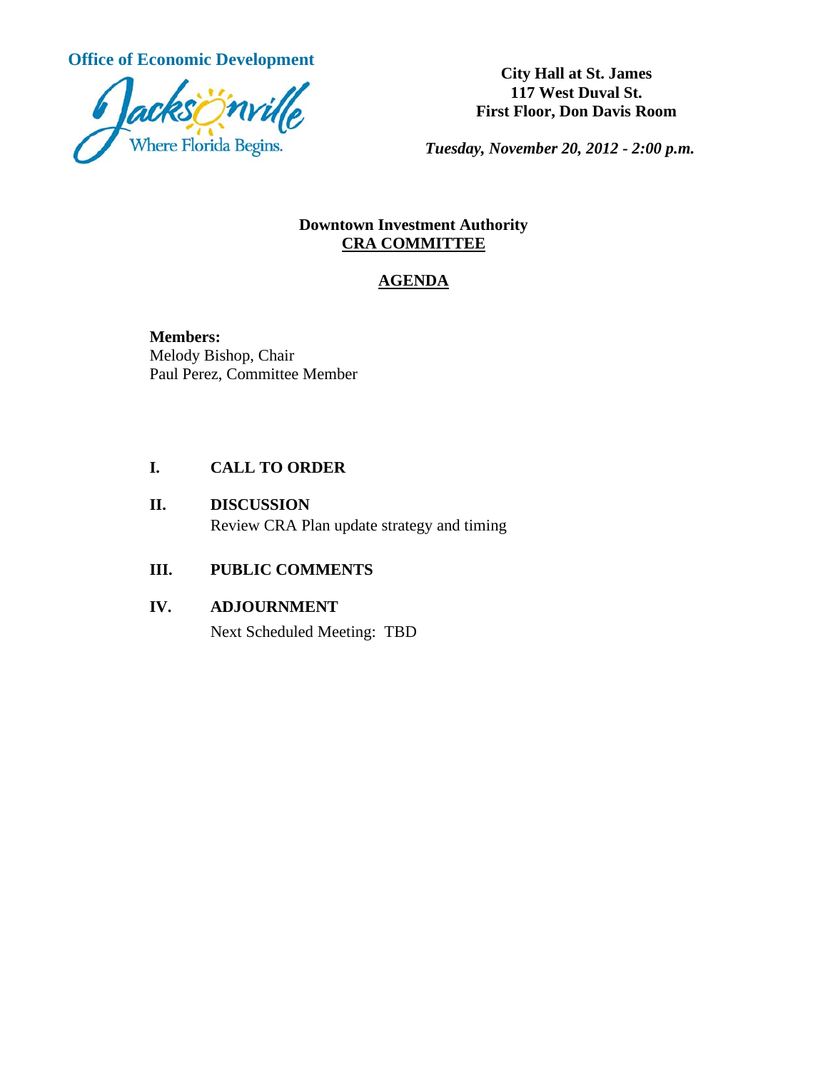**Office of Economic Development**

Jacksonville
Where Florida Begins.

**City Hall at St. James**
**117 West Duval St.**
**First Floor, Don Davis Room**

***Tuesday, November 20, 2012 - 2:00 p.m.***

**Downtown Investment Authority**
**CRA COMMITTEE**

## AGENDA

**Members:**
Melody Bishop, Chair
Paul Perez, Committee Member

**I. CALL TO ORDER**

**II. DISCUSSION**
Review CRA Plan update strategy and timing

**III. PUBLIC COMMENTS**

**IV. ADJOURNMENT**
Next Scheduled Meeting: TBD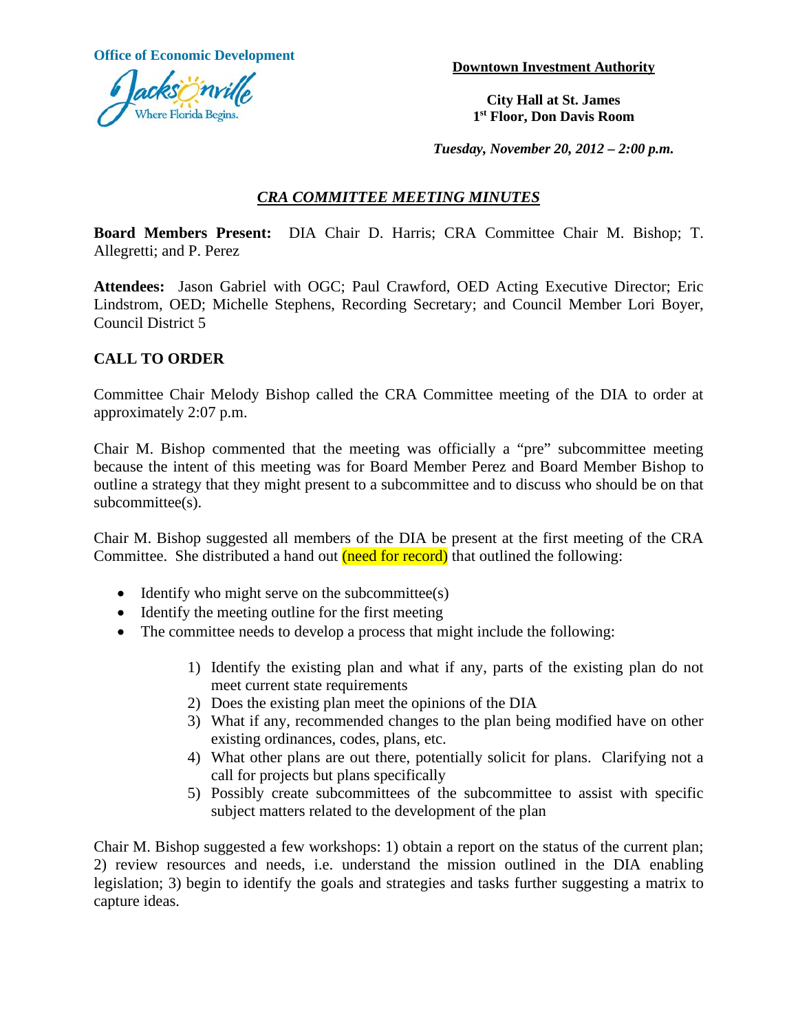**Office of Economic Development**

**Downtown Investment Authority**

**City Hall at St. James**
**1st Floor, Don Davis Room**

***Tuesday, November 20, 2012 – 2:00 p.m.***

## ***CRA COMMITTEE MEETING MINUTES***

**Board Members Present:** DIA Chair D. Harris; CRA Committee Chair M. Bishop; T. Allegretti; and P. Perez

**Attendees:** Jason Gabriel with OGC; Paul Crawford, OED Acting Executive Director; Eric Lindstrom, OED; Michelle Stephens, Recording Secretary; and Council Member Lori Boyer, Council District 5

### CALL TO ORDER

Committee Chair Melody Bishop called the CRA Committee meeting of the DIA to order at approximately 2:07 p.m.

Chair M. Bishop commented that the meeting was officially a "pre" subcommittee meeting because the intent of this meeting was for Board Member Perez and Board Member Bishop to outline a strategy that they might present to a subcommittee and to discuss who should be on that subcommittee(s).

Chair M. Bishop suggested all members of the DIA be present at the first meeting of the CRA Committee. She distributed a hand out (need for record) that outlined the following:

- Identify who might serve on the subcommittee(s)
- Identify the meeting outline for the first meeting
- The committee needs to develop a process that might include the following:

  1) Identify the existing plan and what if any, parts of the existing plan do not meet current state requirements
  2) Does the existing plan meet the opinions of the DIA
  3) What if any, recommended changes to the plan being modified have on other existing ordinances, codes, plans, etc.
  4) What other plans are out there, potentially solicit for plans. Clarifying not a call for projects but plans specifically
  5) Possibly create subcommittees of the subcommittee to assist with specific subject matters related to the development of the plan

Chair M. Bishop suggested a few workshops: 1) obtain a report on the status of the current plan; 2) review resources and needs, i.e. understand the mission outlined in the DIA enabling legislation; 3) begin to identify the goals and strategies and tasks further suggesting a matrix to capture ideas.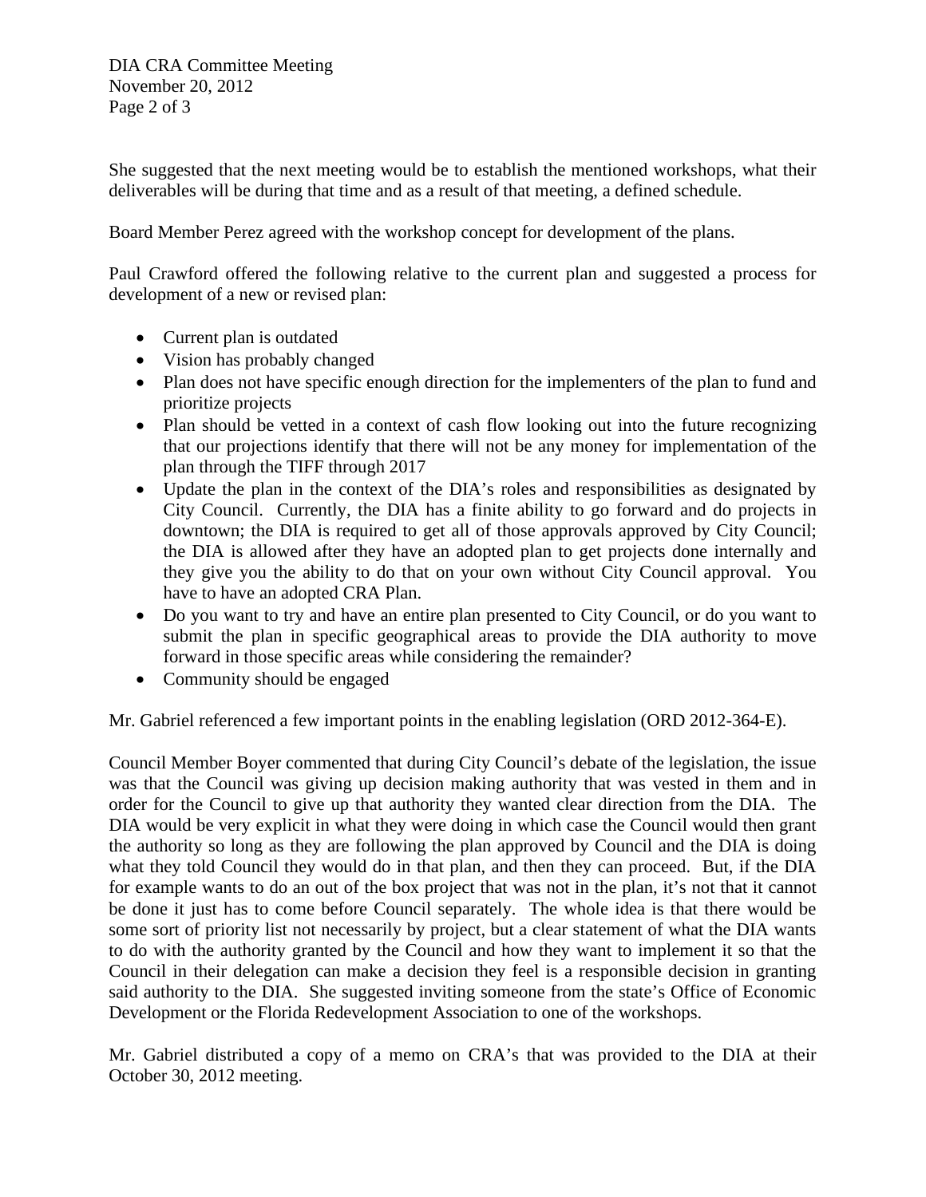She suggested that the next meeting would be to establish the mentioned workshops, what their deliverables will be during that time and as a result of that meeting, a defined schedule.

Board Member Perez agreed with the workshop concept for development of the plans.

Paul Crawford offered the following relative to the current plan and suggested a process for development of a new or revised plan:

- Current plan is outdated
- Vision has probably changed
- Plan does not have specific enough direction for the implementers of the plan to fund and prioritize projects
- Plan should be vetted in a context of cash flow looking out into the future recognizing that our projections identify that there will not be any money for implementation of the plan through the TIFF through 2017
- Update the plan in the context of the DIA's roles and responsibilities as designated by City Council. Currently, the DIA has a finite ability to go forward and do projects in downtown; the DIA is required to get all of those approvals approved by City Council; the DIA is allowed after they have an adopted plan to get projects done internally and they give you the ability to do that on your own without City Council approval. You have to have an adopted CRA Plan.
- Do you want to try and have an entire plan presented to City Council, or do you want to submit the plan in specific geographical areas to provide the DIA authority to move forward in those specific areas while considering the remainder?
- Community should be engaged

Mr. Gabriel referenced a few important points in the enabling legislation (ORD 2012-364-E).

Council Member Boyer commented that during City Council's debate of the legislation, the issue was that the Council was giving up decision making authority that was vested in them and in order for the Council to give up that authority they wanted clear direction from the DIA. The DIA would be very explicit in what they were doing in which case the Council would then grant the authority so long as they are following the plan approved by Council and the DIA is doing what they told Council they would do in that plan, and then they can proceed. But, if the DIA for example wants to do an out of the box project that was not in the plan, it's not that it cannot be done it just has to come before Council separately. The whole idea is that there would be some sort of priority list not necessarily by project, but a clear statement of what the DIA wants to do with the authority granted by the Council and how they want to implement it so that the Council in their delegation can make a decision they feel is a responsible decision in granting said authority to the DIA. She suggested inviting someone from the state's Office of Economic Development or the Florida Redevelopment Association to one of the workshops.

Mr. Gabriel distributed a copy of a memo on CRA's that was provided to the DIA at their October 30, 2012 meeting.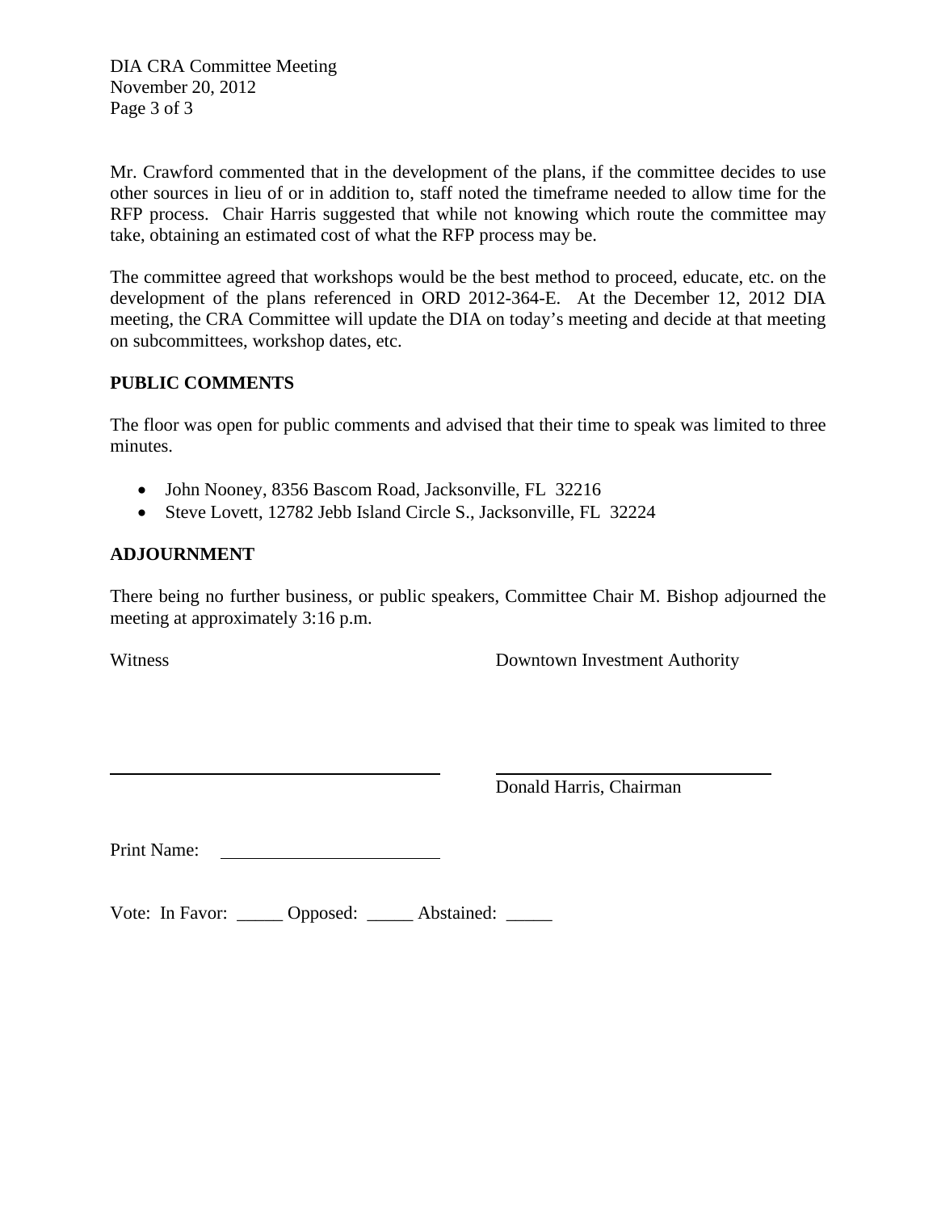Mr. Crawford commented that in the development of the plans, if the committee decides to use other sources in lieu of or in addition to, staff noted the timeframe needed to allow time for the RFP process. Chair Harris suggested that while not knowing which route the committee may take, obtaining an estimated cost of what the RFP process may be.

The committee agreed that workshops would be the best method to proceed, educate, etc. on the development of the plans referenced in ORD 2012-364-E. At the December 12, 2012 DIA meeting, the CRA Committee will update the DIA on today's meeting and decide at that meeting on subcommittees, workshop dates, etc.

**PUBLIC COMMENTS**

The floor was open for public comments and advised that their time to speak was limited to three minutes.

- John Nooney, 8356 Bascom Road, Jacksonville, FL 32216
- Steve Lovett, 12782 Jebb Island Circle S., Jacksonville, FL 32224

**ADJOURNMENT**

There being no further business, or public speakers, Committee Chair M. Bishop adjourned the meeting at approximately 3:16 p.m.

Witness

Downtown Investment Authority

\_\_\_\_\_\_\_\_\_\_\_\_\_\_\_\_\_\_\_\_\_\_\_\_\_\_\_\_\_\_\_\_

\_\_\_\_\_\_\_\_\_\_\_\_\_\_\_\_\_\_\_\_\_\_\_\_\_\_\_\_\_\_\_\_

Donald Harris, Chairman

Print Name: \_\_\_\_\_\_\_\_\_\_\_\_\_\_\_\_\_\_\_\_\_\_\_\_

Vote: In Favor: \_\_\_\_\_ Opposed: \_\_\_\_\_ Abstained: \_\_\_\_\_